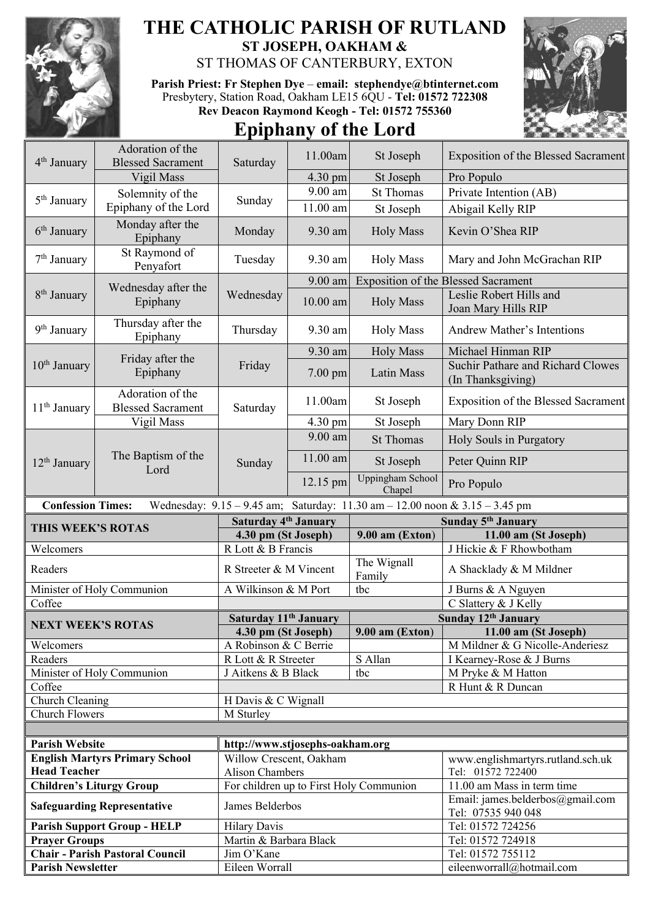# THE CATHOLIC PARISH OF RUTLAND

**ST JOSEPH, OAKHAM &**

ST THOMAS OF CANTERBURY, EXTON

**Parish Priest: Fr Stephen Dye – email: stephendye@btinternet.com**
Presbytery, Station Road, Oakham LE15 6QU - **Tel: 01572 722308**
**Rev Deacon Raymond Keogh - Tel: 01572 755360**

## Epiphany of the Lord

| Date | Feast | Day | Time | Place | Intention |
|---|---|---|---|---|---|
| 4th January | Adoration of the Blessed Sacrament | Saturday | 11.00am | St Joseph | Exposition of the Blessed Sacrament |
| | Vigil Mass | | 4.30 pm | St Joseph | Pro Populo |
| 5th January | Solemnity of the Epiphany of the Lord | Sunday | 9.00 am | St Thomas | Private Intention (AB) |
| | | | 11.00 am | St Joseph | Abigail Kelly RIP |
| 6th January | Monday after the Epiphany | Monday | 9.30 am | Holy Mass | Kevin O'Shea RIP |
| 7th January | St Raymond of Penyafort | Tuesday | 9.30 am | Holy Mass | Mary and John McGrachan RIP |
| 8th January | Wednesday after the Epiphany | Wednesday | 9.00 am | Exposition of the Blessed Sacrament | |
| | | | 10.00 am | Holy Mass | Leslie Robert Hills and Joan Mary Hills RIP |
| 9th January | Thursday after the Epiphany | Thursday | 9.30 am | Holy Mass | Andrew Mather's Intentions |
| 10th January | Friday after the Epiphany | Friday | 9.30 am | Holy Mass | Michael Hinman RIP |
| | | | 7.00 pm | Latin Mass | Suchir Pathare and Richard Clowes (In Thanksgiving) |
| 11th January | Adoration of the Blessed Sacrament | Saturday | 11.00am | St Joseph | Exposition of the Blessed Sacrament |
| | Vigil Mass | | 4.30 pm | St Joseph | Mary Donn RIP |
| 12th January | The Baptism of the Lord | Sunday | 9.00 am | St Thomas | Holy Souls in Purgatory |
| | | | 11.00 am | St Joseph | Peter Quinn RIP |
| | | | 12.15 pm | Uppingham School Chapel | Pro Populo |

**Confession Times:** Wednesday: 9.15 – 9.45 am; Saturday: 11.30 am – 12.00 noon & 3.15 – 3.45 pm

| THIS WEEK'S ROTAS | Saturday 4th January 4.30 pm (St Joseph) | Sunday 5th January 9.00 am (Exton) | Sunday 5th January 11.00 am (St Joseph) |
|---|---|---|---|
| Welcomers | R Lott & B Francis | | J Hickie & F Rhowbotham |
| Readers | R Streeter & M Vincent | The Wignall Family | A Shacklady & M Mildner |
| Minister of Holy Communion | A Wilkinson & M Port | tbc | J Burns & A Nguyen |
| Coffee | | | C Slattery & J Kelly |

| NEXT WEEK'S ROTAS | Saturday 11th January 4.30 pm (St Joseph) | Sunday 12th January 9.00 am (Exton) | Sunday 12th January 11.00 am (St Joseph) |
|---|---|---|---|
| Welcomers | A Robinson & C Berrie | | M Mildner & G Nicolle-Anderiesz |
| Readers | R Lott & R Streeter | S Allan | I Kearney-Rose & J Burns |
| Minister of Holy Communion | J Aitkens & B Black | tbc | M Pryke & M Hatton |
| Coffee | | | R Hunt & R Duncan |
| Church Cleaning | H Davis & C Wignall | | |
| Church Flowers | M Sturley | | |

| | | |
|---|---|---|
| **Parish Website** | **http://www.stjosephs-oakham.org** | |
| **English Martyrs Primary School Head Teacher** | Willow Crescent, Oakham Alison Chambers | www.englishmartyrs.rutland.sch.uk Tel: 01572 722400 |
| **Children's Liturgy Group** | For children up to First Holy Communion | 11.00 am Mass in term time |
| **Safeguarding Representative** | James Belderbos | Email: james.belderbos@gmail.com Tel: 07535 940 048 |
| **Parish Support Group - HELP** | Hilary Davis | Tel: 01572 724256 |
| **Prayer Groups** | Martin & Barbara Black | Tel: 01572 724918 |
| **Chair - Parish Pastoral Council** | Jim O'Kane | Tel: 01572 755112 |
| **Parish Newsletter** | Eileen Worrall | eileenworrall@hotmail.com |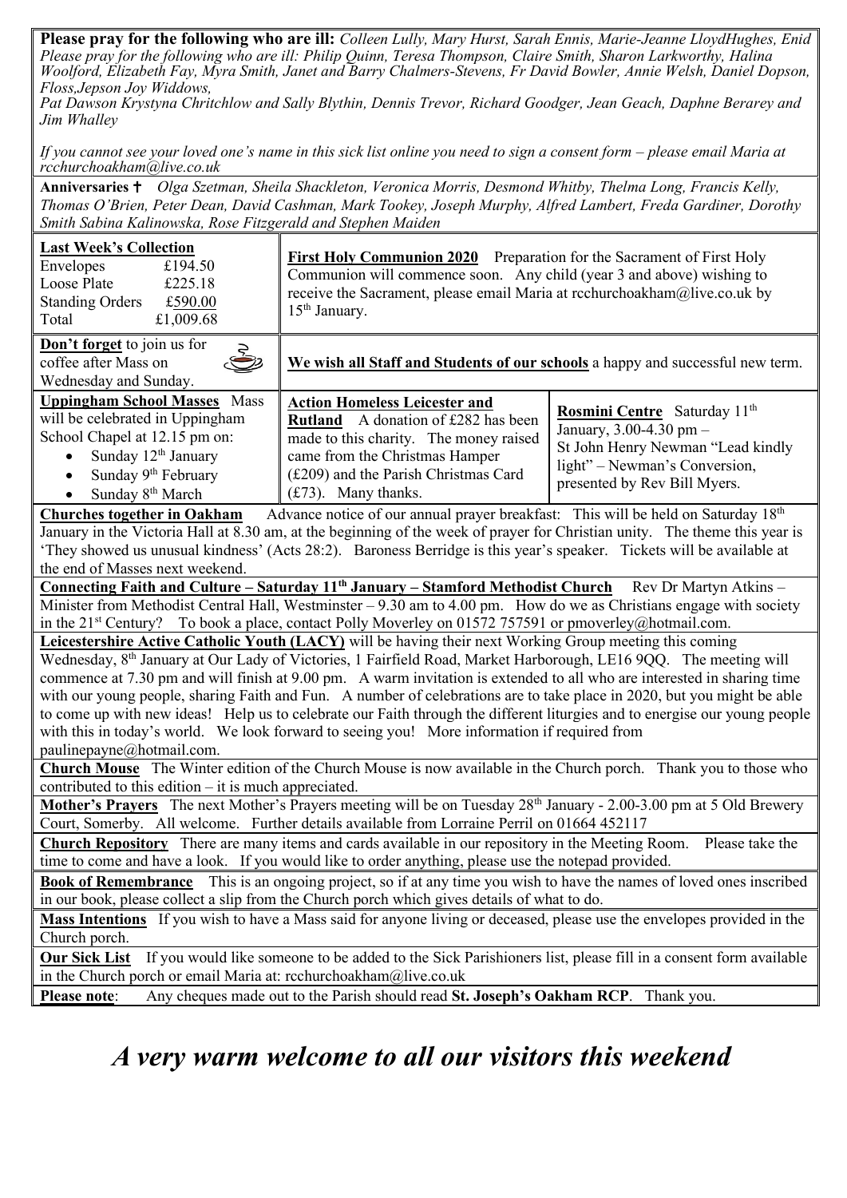**Please pray for the following who are ill:** *Colleen Lully, Mary Hurst, Sarah Ennis, Marie-Jeanne LloydHughes, Enid Please pray for the following who are ill: Philip Quinn, Teresa Thompson, Claire Smith, Sharon Larkworthy, Halina Woolford, Elizabeth Fay, Myra Smith, Janet and Barry Chalmers-Stevens, Fr David Bowler, Annie Welsh, Daniel Dopson, Floss,Jepson Joy Widdows,*
*Pat Dawson Krystyna Chritchlow and Sally Blythin, Dennis Trevor, Richard Goodger, Jean Geach, Daphne Berarey and Jim Whalley*

*If you cannot see your loved one's name in this sick list online you need to sign a consent form – please email Maria at rcchurchoakham@live.co.uk*

**Anniversaries ✝** *Olga Szetman, Sheila Shackleton, Veronica Morris, Desmond Whitby, Thelma Long, Francis Kelly, Thomas O'Brien, Peter Dean, David Cashman, Mark Tookey, Joseph Murphy, Alfred Lambert, Freda Gardiner, Dorothy Smith Sabina Kalinowska, Rose Fitzgerald and Stephen Maiden*

**Last Week's Collection**

| | |
|---|---|
| Envelopes | £194.50 |
| Loose Plate | £225.18 |
| Standing Orders | £590.00 |
| Total | £1,009.68 |

**First Holy Communion 2020** Preparation for the Sacrament of First Holy Communion will commence soon. Any child (year 3 and above) wishing to receive the Sacrament, please email Maria at rcchurchoakham@live.co.uk by 15th January.

**Don't forget** to join us for coffee after Mass on Wednesday and Sunday.

**We wish all Staff and Students of our schools** a happy and successful new term.

**Uppingham School Masses** Mass will be celebrated in Uppingham School Chapel at 12.15 pm on:

- Sunday 12th January
- Sunday 9th February
- Sunday 8th March

**Action Homeless Leicester and Rutland** A donation of £282 has been made to this charity. The money raised came from the Christmas Hamper (£209) and the Parish Christmas Card (£73). Many thanks.

**Rosmini Centre** Saturday 11th January, 3.00-4.30 pm – St John Henry Newman "Lead kindly light" – Newman's Conversion, presented by Rev Bill Myers.

**Churches together in Oakham** Advance notice of our annual prayer breakfast: This will be held on Saturday 18th January in the Victoria Hall at 8.30 am, at the beginning of the week of prayer for Christian unity. The theme this year is 'They showed us unusual kindness' (Acts 28:2). Baroness Berridge is this year's speaker. Tickets will be available at the end of Masses next weekend.

**Connecting Faith and Culture – Saturday 11th January – Stamford Methodist Church** Rev Dr Martyn Atkins – Minister from Methodist Central Hall, Westminster – 9.30 am to 4.00 pm. How do we as Christians engage with society in the 21st Century? To book a place, contact Polly Moverley on 01572 757591 or pmoverley@hotmail.com.

**Leicestershire Active Catholic Youth (LACY)** will be having their next Working Group meeting this coming Wednesday, 8th January at Our Lady of Victories, 1 Fairfield Road, Market Harborough, LE16 9QQ. The meeting will commence at 7.30 pm and will finish at 9.00 pm. A warm invitation is extended to all who are interested in sharing time with our young people, sharing Faith and Fun. A number of celebrations are to take place in 2020, but you might be able to come up with new ideas! Help us to celebrate our Faith through the different liturgies and to energise our young people with this in today's world. We look forward to seeing you! More information if required from paulinepayne@hotmail.com.

**Church Mouse** The Winter edition of the Church Mouse is now available in the Church porch. Thank you to those who contributed to this edition – it is much appreciated.

**Mother's Prayers** The next Mother's Prayers meeting will be on Tuesday 28th January - 2.00-3.00 pm at 5 Old Brewery Court, Somerby. All welcome. Further details available from Lorraine Perril on 01664 452117

**Church Repository** There are many items and cards available in our repository in the Meeting Room. Please take the time to come and have a look. If you would like to order anything, please use the notepad provided.

**Book of Remembrance** This is an ongoing project, so if at any time you wish to have the names of loved ones inscribed in our book, please collect a slip from the Church porch which gives details of what to do.

**Mass Intentions** If you wish to have a Mass said for anyone living or deceased, please use the envelopes provided in the Church porch.

**Our Sick List** If you would like someone to be added to the Sick Parishioners list, please fill in a consent form available in the Church porch or email Maria at: rcchurchoakham@live.co.uk

**Please note**: Any cheques made out to the Parish should read **St. Joseph's Oakham RCP**. Thank you.

# *A very warm welcome to all our visitors this weekend*